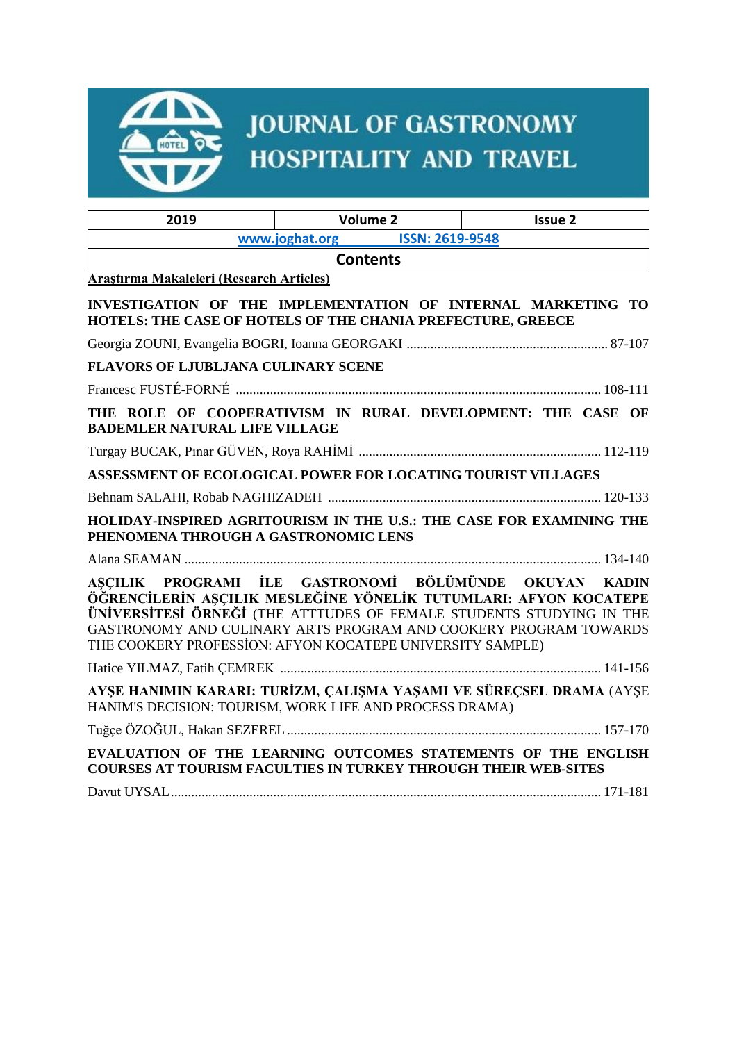# JOURNAL OF GASTRONOMY HOSPITALITY AND TRAVEL

| 2019 | Volume 2 | Issue 2 |
|---|---|---|
| www.joghat.org | ISSN: 2619-9548 | |

## Contents

**Araştırma Makaleleri (Research Articles)**

**INVESTIGATION OF THE IMPLEMENTATION OF INTERNAL MARKETING TO HOTELS: THE CASE OF HOTELS OF THE CHANIA PREFECTURE, GREECE**

Georgia ZOUNI, Evangelia BOGRI, Ioanna GEORGAKI .......... 87-107

**FLAVORS OF LJUBLJANA CULINARY SCENE**

Francesc FUSTÉ-FORNÉ .......... 108-111

**THE ROLE OF COOPERATIVISM IN RURAL DEVELOPMENT: THE CASE OF BADEMLER NATURAL LIFE VILLAGE**

Turgay BUCAK, Pınar GÜVEN, Roya RAHİMİ .......... 112-119

**ASSESSMENT OF ECOLOGICAL POWER FOR LOCATING TOURIST VILLAGES**

Behnam SALAHI, Robab NAGHIZADEH .......... 120-133

**HOLIDAY-INSPIRED AGRITOURISM IN THE U.S.: THE CASE FOR EXAMINING THE PHENOMENA THROUGH A GASTRONOMIC LENS**

Alana SEAMAN .......... 134-140

**AŞÇILIK PROGRAMI İLE GASTRONOMİ BÖLÜMÜNDE OKUYAN KADIN ÖĞRENCİLERİN AŞÇILIK MESLEĞİNE YÖNELİK TUTUMLARI: AFYON KOCATEPE ÜNİVERSİTESİ ÖRNEĞİ** (THE ATTTUDES OF FEMALE STUDENTS STUDYING IN THE GASTRONOMY AND CULINARY ARTS PROGRAM AND COOKERY PROGRAM TOWARDS THE COOKERY PROFESSİON: AFYON KOCATEPE UNIVERSITY SAMPLE)

Hatice YILMAZ, Fatih ÇEMREK .......... 141-156

**AYŞE HANIMIN KARARI: TURİZM, ÇALIŞMA YAŞAMI VE SÜREÇSEL DRAMA** (AYŞE HANIM'S DECISION: TOURISM, WORK LIFE AND PROCESS DRAMA)

Tuğçe ÖZOĞUL, Hakan SEZEREL .......... 157-170

**EVALUATION OF THE LEARNING OUTCOMES STATEMENTS OF THE ENGLISH COURSES AT TOURISM FACULTIES IN TURKEY THROUGH THEIR WEB-SITES**

Davut UYSAL .......... 171-181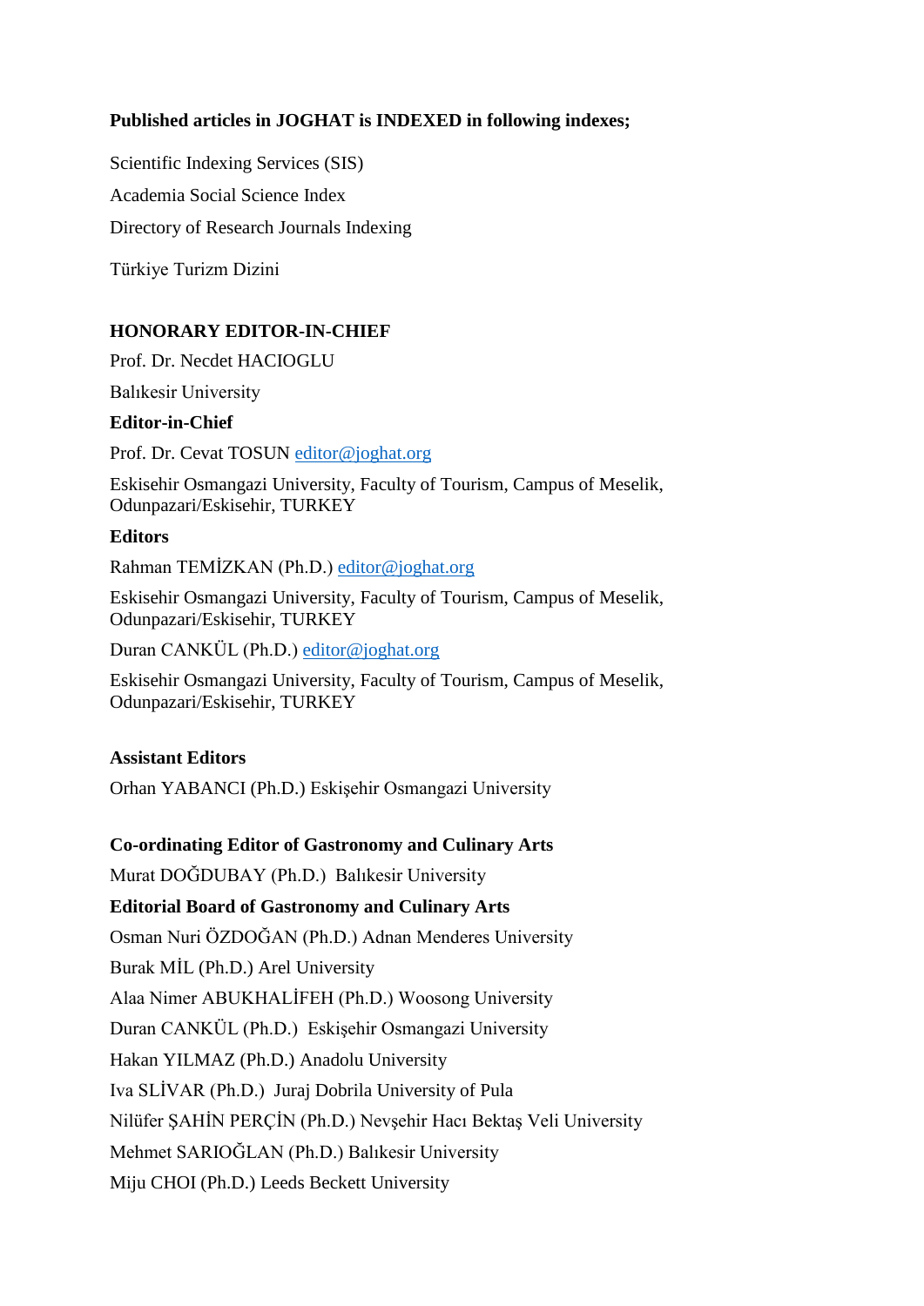**Published articles in JOGHAT is INDEXED in following indexes;**

Scientific Indexing Services (SIS)

Academia Social Science Index

Directory of Research Journals Indexing

Türkiye Turizm Dizini

**HONORARY EDITOR-IN-CHIEF**

Prof. Dr. Necdet HACIOGLU

Balıkesir University

**Editor-in-Chief**

Prof. Dr. Cevat TOSUN editor@joghat.org

Eskisehir Osmangazi University, Faculty of Tourism, Campus of Meselik, Odunpazari/Eskisehir, TURKEY

**Editors**

Rahman TEMİZKAN (Ph.D.) editor@joghat.org

Eskisehir Osmangazi University, Faculty of Tourism, Campus of Meselik, Odunpazari/Eskisehir, TURKEY

Duran CANKÜL (Ph.D.) editor@joghat.org

Eskisehir Osmangazi University, Faculty of Tourism, Campus of Meselik, Odunpazari/Eskisehir, TURKEY

**Assistant Editors**

Orhan YABANCI (Ph.D.) Eskişehir Osmangazi University

**Co-ordinating Editor of Gastronomy and Culinary Arts**

Murat DOĞDUBAY (Ph.D.) Balıkesir University

**Editorial Board of Gastronomy and Culinary Arts**

Osman Nuri ÖZDOĞAN (Ph.D.) Adnan Menderes University

Burak MİL (Ph.D.) Arel University

Alaa Nimer ABUKHALİFEH (Ph.D.) Woosong University

Duran CANKÜL (Ph.D.) Eskişehir Osmangazi University

Hakan YILMAZ (Ph.D.) Anadolu University

Iva SLİVAR (Ph.D.) Juraj Dobrila University of Pula

Nilüfer ŞAHİN PERÇİN (Ph.D.) Nevşehir Hacı Bektaş Veli University

Mehmet SARIOĞLAN (Ph.D.) Balıkesir University

Miju CHOI (Ph.D.) Leeds Beckett University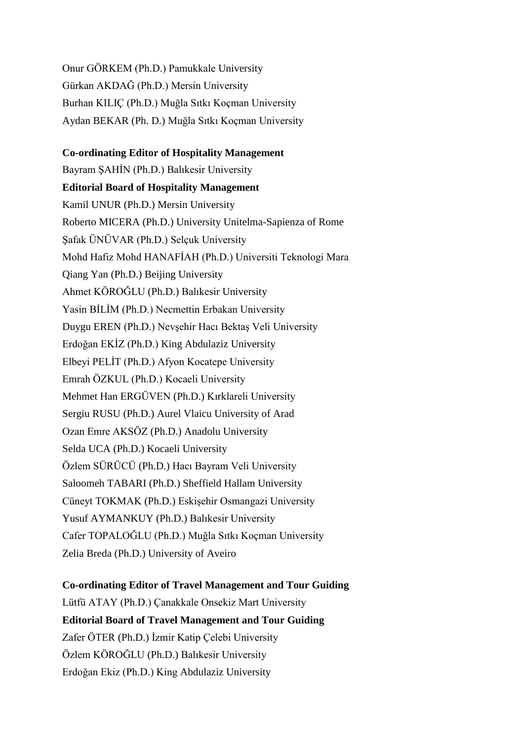Onur GÖRKEM (Ph.D.) Pamukkale University
Gürkan AKDAĞ (Ph.D.) Mersin University
Burhan KILIÇ (Ph.D.) Muğla Sıtkı Koçman University
Aydan BEKAR (Ph. D.) Muğla Sıtkı Koçman University

**Co-ordinating Editor of Hospitality Management**
Bayram ŞAHİN (Ph.D.) Balıkesir University
**Editorial Board of Hospitality Management**
Kamil UNUR (Ph.D.) Mersin University
Roberto MICERA (Ph.D.) University Unitelma-Sapienza of Rome
Şafak ÜNÜVAR (Ph.D.) Selçuk University
Mohd Hafiz Mohd HANAFİAH (Ph.D.) Universiti Teknologi Mara
Qiang Yan (Ph.D.) Beijing University
Ahmet KÖROĞLU (Ph.D.) Balıkesir University
Yasin BİLİM (Ph.D.) Necmettin Erbakan University
Duygu EREN (Ph.D.) Nevşehir Hacı Bektaş Veli University
Erdoğan EKİZ (Ph.D.) King Abdulaziz University
Elbeyi PELİT (Ph.D.) Afyon Kocatepe University
Emrah ÖZKUL (Ph.D.) Kocaeli University
Mehmet Han ERGÜVEN (Ph.D.) Kırklareli University
Sergiu RUSU (Ph.D.) Aurel Vlaicu University of Arad
Ozan Emre AKSÖZ (Ph.D.) Anadolu University
Selda UCA (Ph.D.) Kocaeli University
Özlem SÜRÜCÜ (Ph.D.) Hacı Bayram Veli University
Saloomeh TABARI (Ph.D.) Sheffield Hallam University
Cüneyt TOKMAK (Ph.D.) Eskişehir Osmangazi University
Yusuf AYMANKUY (Ph.D.) Balıkesir University
Cafer TOPALOĞLU (Ph.D.) Muğla Sıtkı Koçman University
Zelia Breda (Ph.D.) University of Aveiro

**Co-ordinating Editor of Travel Management and Tour Guiding**
Lütfü ATAY (Ph.D.) Çanakkale Onsekiz Mart University
**Editorial Board of Travel Management and Tour Guiding**
Zafer ÖTER (Ph.D.) İzmir Katip Çelebi University
Özlem KÖROĞLU (Ph.D.) Balıkesir University
Erdoğan Ekiz (Ph.D.) King Abdulaziz University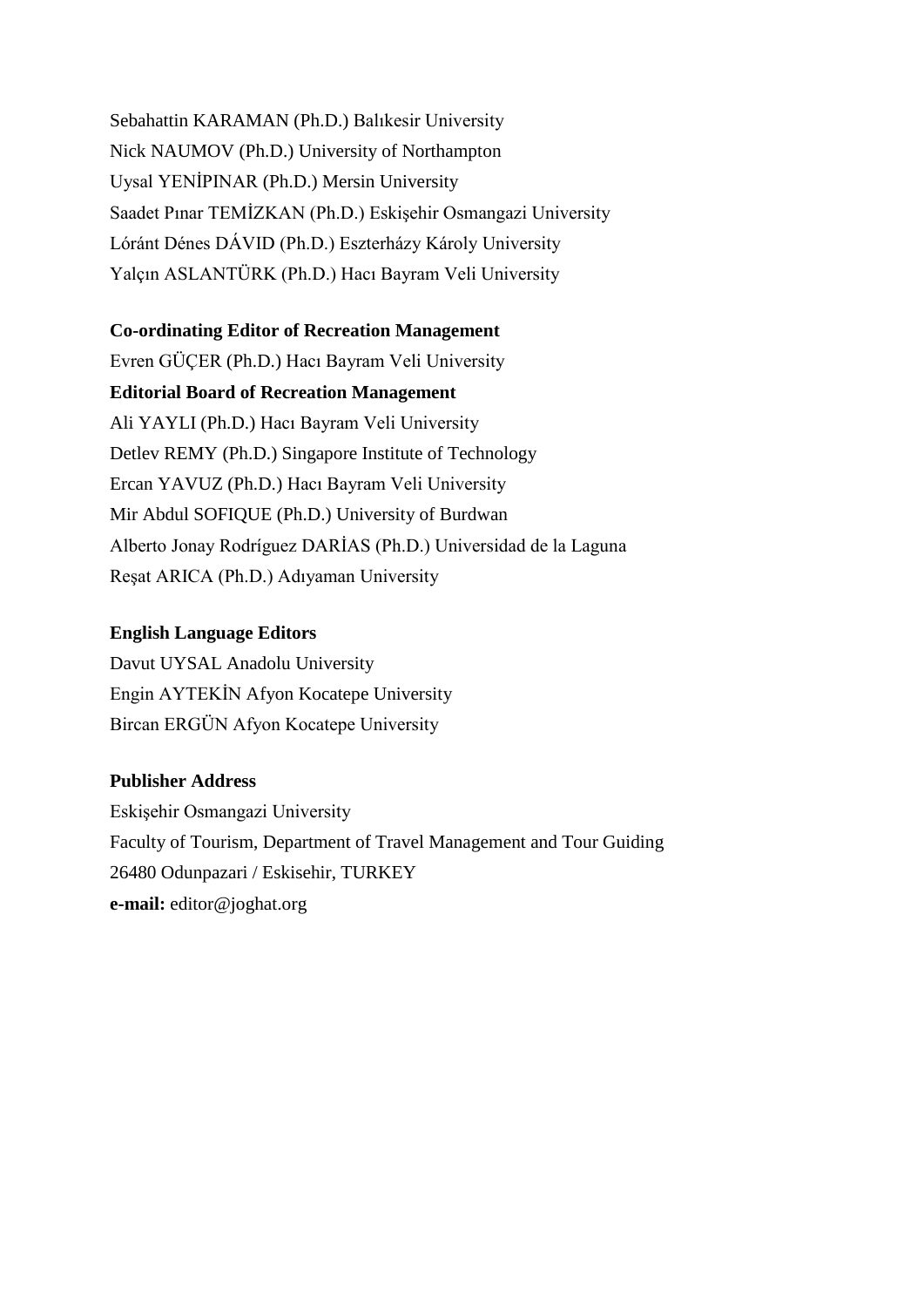Sebahattin KARAMAN (Ph.D.) Balıkesir University
Nick NAUMOV (Ph.D.) University of Northampton
Uysal YENİPINAR (Ph.D.) Mersin University
Saadet Pınar TEMİZKAN (Ph.D.) Eskişehir Osmangazi University
Lóránt Dénes DÁVID (Ph.D.) Eszterházy Károly University
Yalçın ASLANTÜRK (Ph.D.) Hacı Bayram Veli University

**Co-ordinating Editor of Recreation Management**

Evren GÜÇER (Ph.D.) Hacı Bayram Veli University

**Editorial Board of Recreation Management**

Ali YAYLI (Ph.D.) Hacı Bayram Veli University
Detlev REMY (Ph.D.) Singapore Institute of Technology
Ercan YAVUZ (Ph.D.) Hacı Bayram Veli University
Mir Abdul SOFIQUE (Ph.D.) University of Burdwan
Alberto Jonay Rodríguez DARİAS (Ph.D.) Universidad de la Laguna
Reşat ARICA (Ph.D.) Adıyaman University

**English Language Editors**

Davut UYSAL Anadolu University
Engin AYTEKİN Afyon Kocatepe University
Bircan ERGÜN Afyon Kocatepe University

**Publisher Address**

Eskişehir Osmangazi University
Faculty of Tourism, Department of Travel Management and Tour Guiding
26480 Odunpazari / Eskisehir, TURKEY
**e-mail:** editor@joghat.org